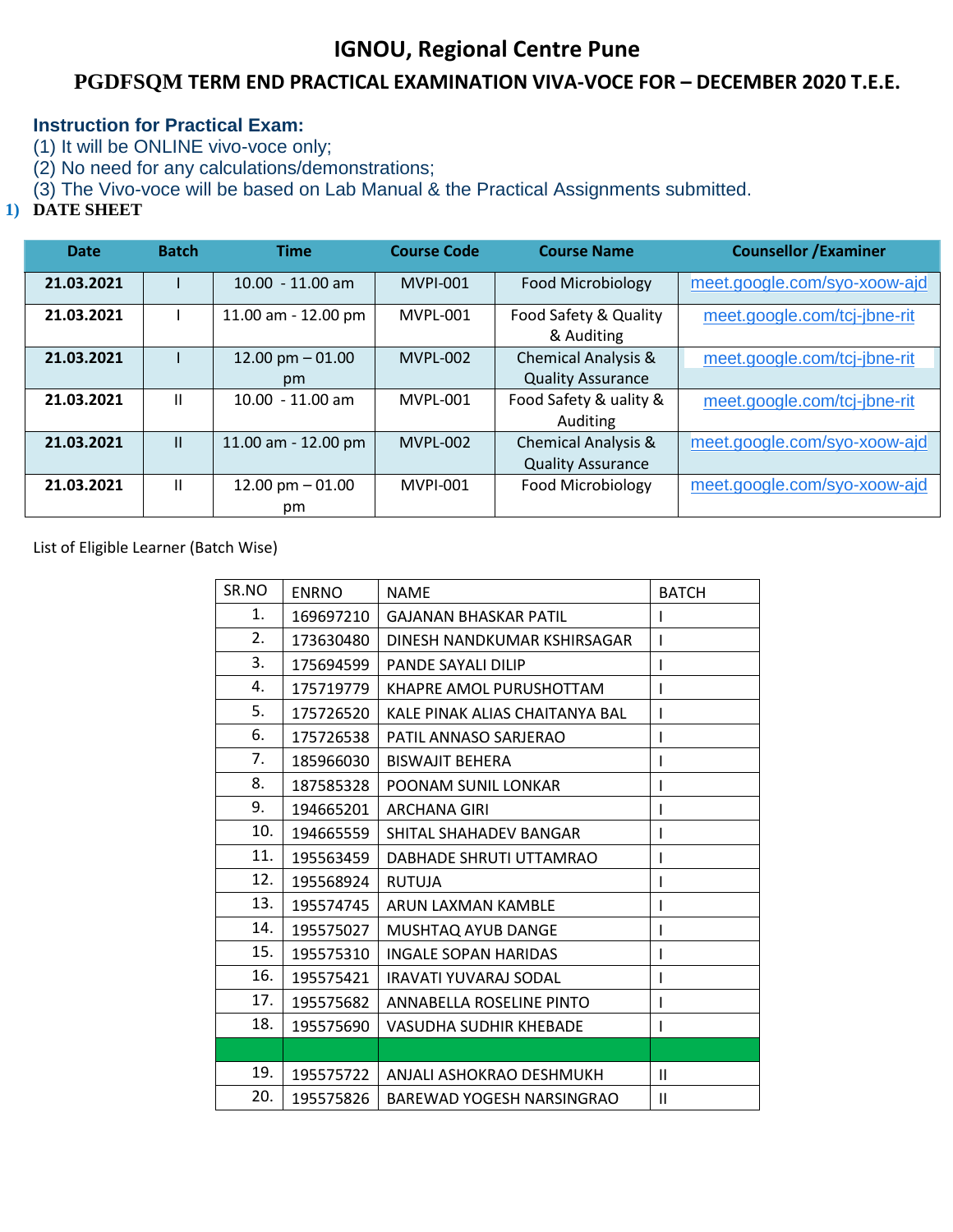# IGNOU, Regional Centre Pune

## PGDFSQM TERM END PRACTICAL EXAMINATION VIVA-VOCE FOR – DECEMBER 2020 T.E.E.

**Instruction for Practical Exam:**

(1) It will be ONLINE vivo-voce only;
(2) No need for any calculations/demonstrations;
(3) The Vivo-voce will be based on Lab Manual & the Practical Assignments submitted.

1) **DATE SHEET**

| Date | Batch | Time | Course Code | Course Name | Counsellor /Examiner |
|---|---|---|---|---|---|
| **21.03.2021** | I | 10.00 - 11.00 am | MVPI-001 | Food Microbiology | meet.google.com/syo-xoow-ajd |
| **21.03.2021** | I | 11.00 am - 12.00 pm | MVPL-001 | Food Safety & Quality & Auditing | meet.google.com/tcj-jbne-rit |
| **21.03.2021** | I | 12.00 pm – 01.00 pm | MVPL-002 | Chemical Analysis & Quality Assurance | meet.google.com/tcj-jbne-rit |
| **21.03.2021** | II | 10.00 - 11.00 am | MVPL-001 | Food Safety & uality & Auditing | meet.google.com/tcj-jbne-rit |
| **21.03.2021** | II | 11.00 am - 12.00 pm | MVPL-002 | Chemical Analysis & Quality Assurance | meet.google.com/syo-xoow-ajd |
| **21.03.2021** | II | 12.00 pm – 01.00 pm | MVPI-001 | Food Microbiology | meet.google.com/syo-xoow-ajd |

List of Eligible Learner (Batch Wise)

| SR.NO | ENRNO | NAME | BATCH |
|---|---|---|---|
| 1. | 169697210 | GAJANAN BHASKAR PATIL | I |
| 2. | 173630480 | DINESH NANDKUMAR KSHIRSAGAR | I |
| 3. | 175694599 | PANDE SAYALI DILIP | I |
| 4. | 175719779 | KHAPRE AMOL PURUSHOTTAM | I |
| 5. | 175726520 | KALE PINAK ALIAS CHAITANYA BAL | I |
| 6. | 175726538 | PATIL ANNASO SARJERAO | I |
| 7. | 185966030 | BISWAJIT BEHERA | I |
| 8. | 187585328 | POONAM SUNIL LONKAR | I |
| 9. | 194665201 | ARCHANA GIRI | I |
| 10. | 194665559 | SHITAL SHAHADEV BANGAR | I |
| 11. | 195563459 | DABHADE SHRUTI UTTAMRAO | I |
| 12. | 195568924 | RUTUJA | I |
| 13. | 195574745 | ARUN LAXMAN KAMBLE | I |
| 14. | 195575027 | MUSHTAQ AYUB DANGE | I |
| 15. | 195575310 | INGALE SOPAN HARIDAS | I |
| 16. | 195575421 | IRAVATI YUVARAJ SODAL | I |
| 17. | 195575682 | ANNABELLA ROSELINE PINTO | I |
| 18. | 195575690 | VASUDHA SUDHIR KHEBADE | I |
| | | | |
| 19. | 195575722 | ANJALI ASHOKRAO DESHMUKH | II |
| 20. | 195575826 | BAREWAD YOGESH NARSINGRAO | II |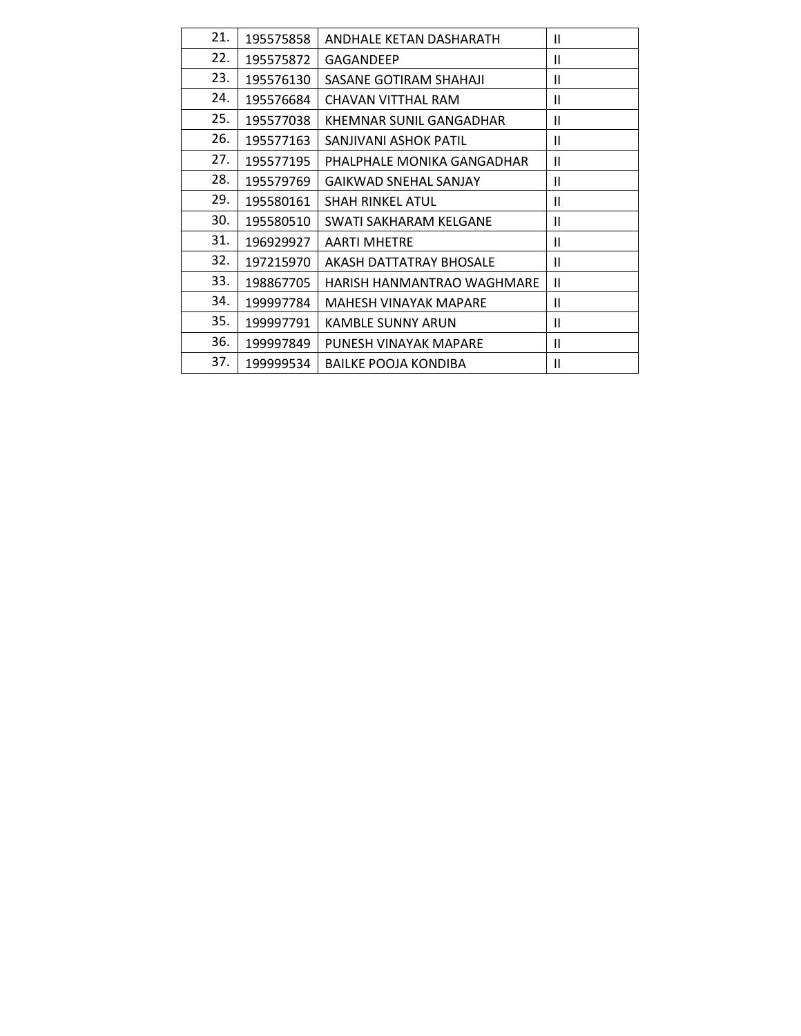| | | | |
|---|---|---|---|
| 21. | 195575858 | ANDHALE KETAN DASHARATH | II |
| 22. | 195575872 | GAGANDEEP | II |
| 23. | 195576130 | SASANE GOTIRAM SHAHAJI | II |
| 24. | 195576684 | CHAVAN VITTHAL RAM | II |
| 25. | 195577038 | KHEMNAR SUNIL GANGADHAR | II |
| 26. | 195577163 | SANJIVANI ASHOK PATIL | II |
| 27. | 195577195 | PHALPHALE MONIKA GANGADHAR | II |
| 28. | 195579769 | GAIKWAD SNEHAL SANJAY | II |
| 29. | 195580161 | SHAH RINKEL ATUL | II |
| 30. | 195580510 | SWATI SAKHARAM KELGANE | II |
| 31. | 196929927 | AARTI MHETRE | II |
| 32. | 197215970 | AKASH DATTATRAY BHOSALE | II |
| 33. | 198867705 | HARISH HANMANTRAO WAGHMARE | II |
| 34. | 199997784 | MAHESH VINAYAK MAPARE | II |
| 35. | 199997791 | KAMBLE SUNNY ARUN | II |
| 36. | 199997849 | PUNESH VINAYAK MAPARE | II |
| 37. | 199999534 | BAILKE POOJA KONDIBA | II |